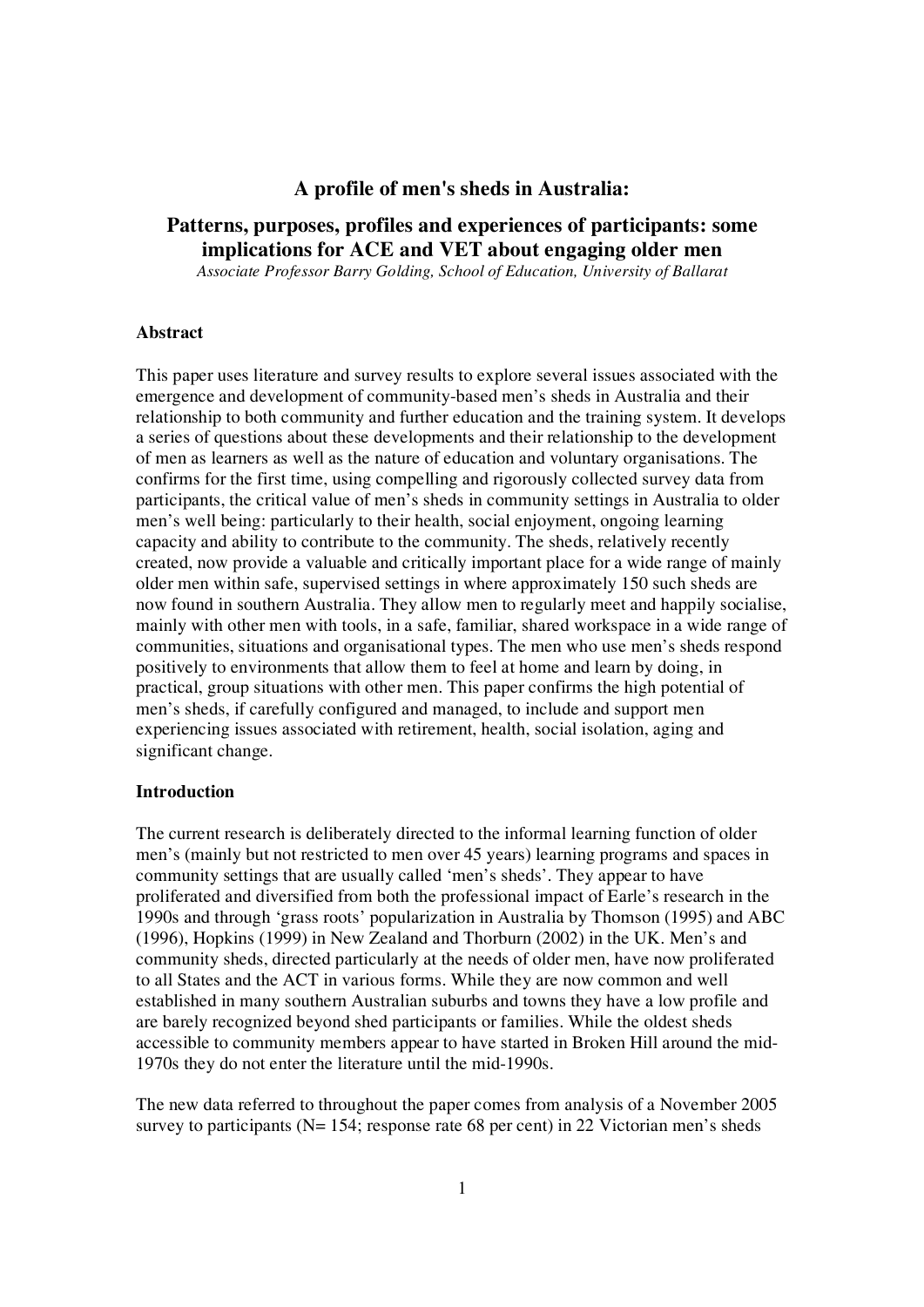# A profile of men's sheds in Australia:

## Patterns, purposes, profiles and experiences of participants: some implications for ACE and VET about engaging older men

*Associate Professor Barry Golding, School of Education, University of Ballarat*

### Abstract

This paper uses literature and survey results to explore several issues associated with the emergence and development of community-based men's sheds in Australia and their relationship to both community and further education and the training system. It develops a series of questions about these developments and their relationship to the development of men as learners as well as the nature of education and voluntary organisations. The confirms for the first time, using compelling and rigorously collected survey data from participants, the critical value of men's sheds in community settings in Australia to older men's well being: particularly to their health, social enjoyment, ongoing learning capacity and ability to contribute to the community. The sheds, relatively recently created, now provide a valuable and critically important place for a wide range of mainly older men within safe, supervised settings in where approximately 150 such sheds are now found in southern Australia. They allow men to regularly meet and happily socialise, mainly with other men with tools, in a safe, familiar, shared workspace in a wide range of communities, situations and organisational types. The men who use men's sheds respond positively to environments that allow them to feel at home and learn by doing, in practical, group situations with other men. This paper confirms the high potential of men's sheds, if carefully configured and managed, to include and support men experiencing issues associated with retirement, health, social isolation, aging and significant change.

### Introduction

The current research is deliberately directed to the informal learning function of older men's (mainly but not restricted to men over 45 years) learning programs and spaces in community settings that are usually called 'men's sheds'. They appear to have proliferated and diversified from both the professional impact of Earle's research in the 1990s and through 'grass roots' popularization in Australia by Thomson (1995) and ABC (1996), Hopkins (1999) in New Zealand and Thorburn (2002) in the UK. Men's and community sheds, directed particularly at the needs of older men, have now proliferated to all States and the ACT in various forms. While they are now common and well established in many southern Australian suburbs and towns they have a low profile and are barely recognized beyond shed participants or families. While the oldest sheds accessible to community members appear to have started in Broken Hill around the mid-1970s they do not enter the literature until the mid-1990s.

The new data referred to throughout the paper comes from analysis of a November 2005 survey to participants (N= 154; response rate 68 per cent) in 22 Victorian men's sheds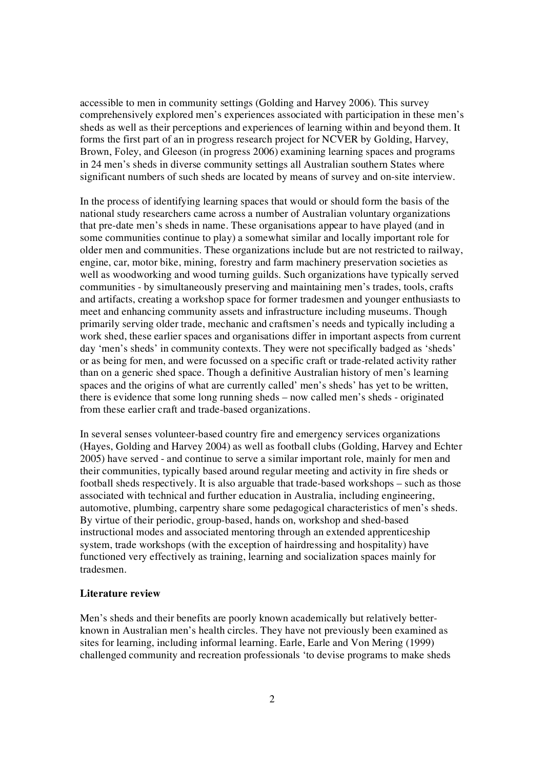accessible to men in community settings (Golding and Harvey 2006). This survey comprehensively explored men's experiences associated with participation in these men's sheds as well as their perceptions and experiences of learning within and beyond them. It forms the first part of an in progress research project for NCVER by Golding, Harvey, Brown, Foley, and Gleeson (in progress 2006) examining learning spaces and programs in 24 men's sheds in diverse community settings all Australian southern States where significant numbers of such sheds are located by means of survey and on-site interview.

In the process of identifying learning spaces that would or should form the basis of the national study researchers came across a number of Australian voluntary organizations that pre-date men's sheds in name. These organisations appear to have played (and in some communities continue to play) a somewhat similar and locally important role for older men and communities. These organizations include but are not restricted to railway, engine, car, motor bike, mining, forestry and farm machinery preservation societies as well as woodworking and wood turning guilds. Such organizations have typically served communities - by simultaneously preserving and maintaining men's trades, tools, crafts and artifacts, creating a workshop space for former tradesmen and younger enthusiasts to meet and enhancing community assets and infrastructure including museums. Though primarily serving older trade, mechanic and craftsmen's needs and typically including a work shed, these earlier spaces and organisations differ in important aspects from current day 'men's sheds' in community contexts. They were not specifically badged as 'sheds' or as being for men, and were focussed on a specific craft or trade-related activity rather than on a generic shed space. Though a definitive Australian history of men's learning spaces and the origins of what are currently called' men's sheds' has yet to be written, there is evidence that some long running sheds – now called men's sheds - originated from these earlier craft and trade-based organizations.

In several senses volunteer-based country fire and emergency services organizations (Hayes, Golding and Harvey 2004) as well as football clubs (Golding, Harvey and Echter 2005) have served - and continue to serve a similar important role, mainly for men and their communities, typically based around regular meeting and activity in fire sheds or football sheds respectively. It is also arguable that trade-based workshops – such as those associated with technical and further education in Australia, including engineering, automotive, plumbing, carpentry share some pedagogical characteristics of men's sheds. By virtue of their periodic, group-based, hands on, workshop and shed-based instructional modes and associated mentoring through an extended apprenticeship system, trade workshops (with the exception of hairdressing and hospitality) have functioned very effectively as training, learning and socialization spaces mainly for tradesmen.

**Literature review**

Men's sheds and their benefits are poorly known academically but relatively better-known in Australian men's health circles. They have not previously been examined as sites for learning, including informal learning. Earle, Earle and Von Mering (1999) challenged community and recreation professionals 'to devise programs to make sheds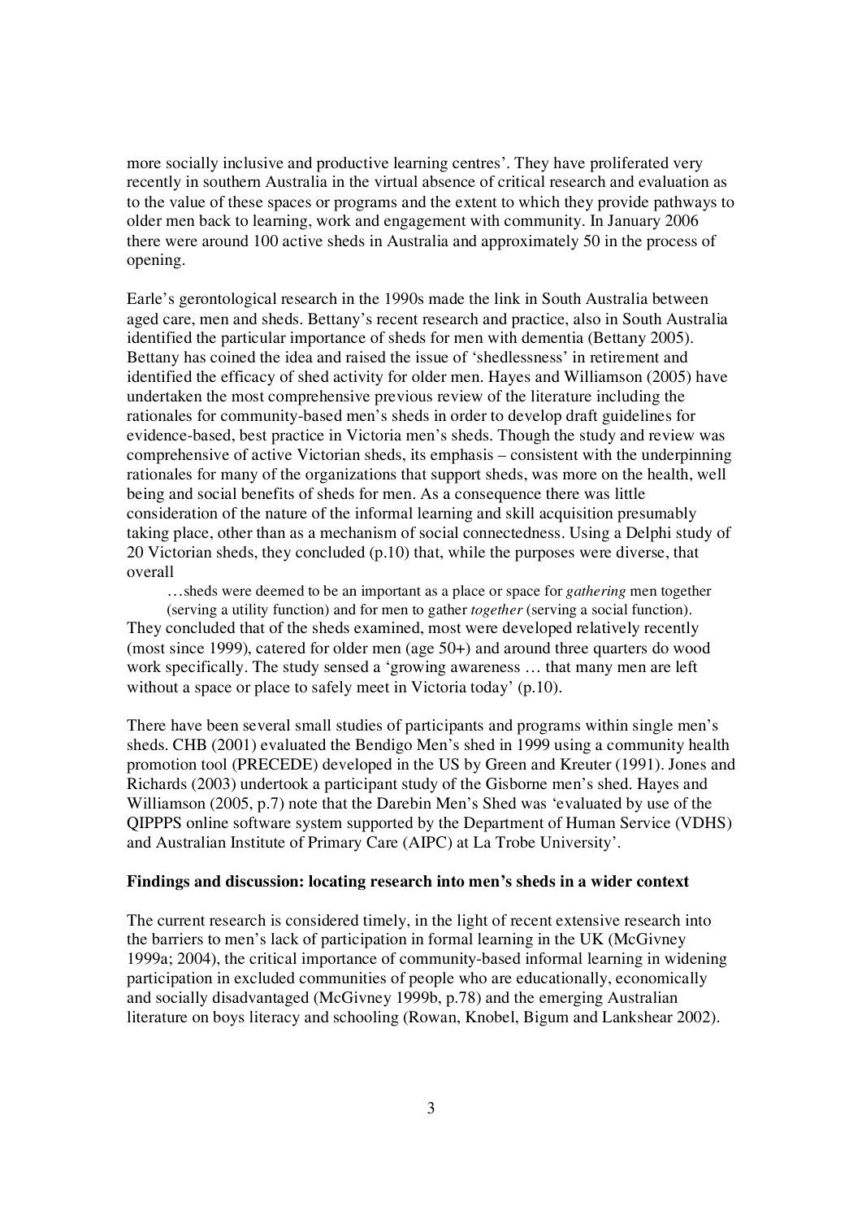more socially inclusive and productive learning centres'. They have proliferated very recently in southern Australia in the virtual absence of critical research and evaluation as to the value of these spaces or programs and the extent to which they provide pathways to older men back to learning, work and engagement with community. In January 2006 there were around 100 active sheds in Australia and approximately 50 in the process of opening.

Earle's gerontological research in the 1990s made the link in South Australia between aged care, men and sheds. Bettany's recent research and practice, also in South Australia identified the particular importance of sheds for men with dementia (Bettany 2005). Bettany has coined the idea and raised the issue of 'shedlessness' in retirement and identified the efficacy of shed activity for older men. Hayes and Williamson (2005) have undertaken the most comprehensive previous review of the literature including the rationales for community-based men's sheds in order to develop draft guidelines for evidence-based, best practice in Victoria men's sheds. Though the study and review was comprehensive of active Victorian sheds, its emphasis – consistent with the underpinning rationales for many of the organizations that support sheds, was more on the health, well being and social benefits of sheds for men. As a consequence there was little consideration of the nature of the informal learning and skill acquisition presumably taking place, other than as a mechanism of social connectedness. Using a Delphi study of 20 Victorian sheds, they concluded (p.10) that, while the purposes were diverse, that overall

> …sheds were deemed to be an important as a place or space for *gathering* men together (serving a utility function) and for men to gather *together* (serving a social function).

They concluded that of the sheds examined, most were developed relatively recently (most since 1999), catered for older men (age 50+) and around three quarters do wood work specifically. The study sensed a 'growing awareness … that many men are left without a space or place to safely meet in Victoria today' (p.10).

There have been several small studies of participants and programs within single men's sheds. CHB (2001) evaluated the Bendigo Men's shed in 1999 using a community health promotion tool (PRECEDE) developed in the US by Green and Kreuter (1991). Jones and Richards (2003) undertook a participant study of the Gisborne men's shed. Hayes and Williamson (2005, p.7) note that the Darebin Men's Shed was 'evaluated by use of the QIPPPS online software system supported by the Department of Human Service (VDHS) and Australian Institute of Primary Care (AIPC) at La Trobe University'.

**Findings and discussion: locating research into men's sheds in a wider context**

The current research is considered timely, in the light of recent extensive research into the barriers to men's lack of participation in formal learning in the UK (McGivney 1999a; 2004), the critical importance of community-based informal learning in widening participation in excluded communities of people who are educationally, economically and socially disadvantaged (McGivney 1999b, p.78) and the emerging Australian literature on boys literacy and schooling (Rowan, Knobel, Bigum and Lankshear 2002).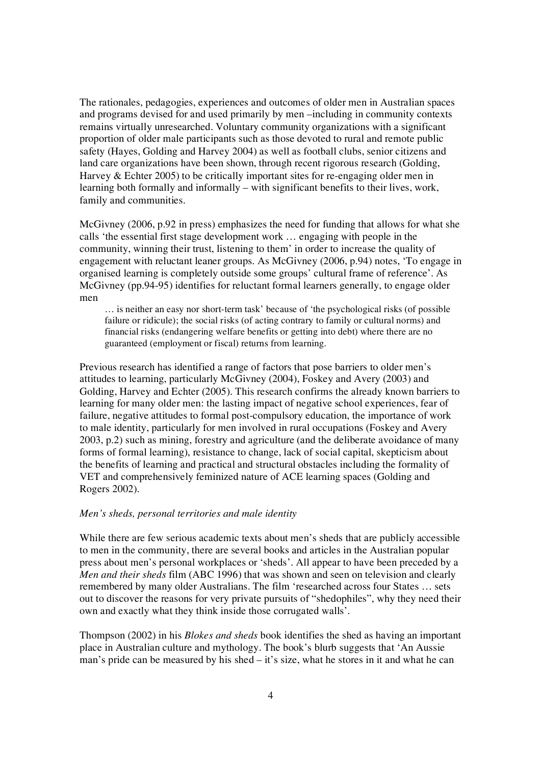The rationales, pedagogies, experiences and outcomes of older men in Australian spaces and programs devised for and used primarily by men –including in community contexts remains virtually unresearched. Voluntary community organizations with a significant proportion of older male participants such as those devoted to rural and remote public safety (Hayes, Golding and Harvey 2004) as well as football clubs, senior citizens and land care organizations have been shown, through recent rigorous research (Golding, Harvey & Echter 2005) to be critically important sites for re-engaging older men in learning both formally and informally – with significant benefits to their lives, work, family and communities.

McGivney (2006, p.92 in press) emphasizes the need for funding that allows for what she calls 'the essential first stage development work … engaging with people in the community, winning their trust, listening to them' in order to increase the quality of engagement with reluctant leaner groups. As McGivney (2006, p.94) notes, 'To engage in organised learning is completely outside some groups' cultural frame of reference'. As McGivney (pp.94-95) identifies for reluctant formal learners generally, to engage older men

> … is neither an easy nor short-term task' because of 'the psychological risks (of possible failure or ridicule); the social risks (of acting contrary to family or cultural norms) and financial risks (endangering welfare benefits or getting into debt) where there are no guaranteed (employment or fiscal) returns from learning.

Previous research has identified a range of factors that pose barriers to older men's attitudes to learning, particularly McGivney (2004), Foskey and Avery (2003) and Golding, Harvey and Echter (2005). This research confirms the already known barriers to learning for many older men: the lasting impact of negative school experiences, fear of failure, negative attitudes to formal post-compulsory education, the importance of work to male identity, particularly for men involved in rural occupations (Foskey and Avery 2003, p.2) such as mining, forestry and agriculture (and the deliberate avoidance of many forms of formal learning), resistance to change, lack of social capital, skepticism about the benefits of learning and practical and structural obstacles including the formality of VET and comprehensively feminized nature of ACE learning spaces (Golding and Rogers 2002).

*Men's sheds, personal territories and male identity*

While there are few serious academic texts about men's sheds that are publicly accessible to men in the community, there are several books and articles in the Australian popular press about men's personal workplaces or 'sheds'. All appear to have been preceded by a *Men and their sheds* film (ABC 1996) that was shown and seen on television and clearly remembered by many older Australians. The film 'researched across four States … sets out to discover the reasons for very private pursuits of "shedophiles", why they need their own and exactly what they think inside those corrugated walls'.

Thompson (2002) in his *Blokes and sheds* book identifies the shed as having an important place in Australian culture and mythology. The book's blurb suggests that 'An Aussie man's pride can be measured by his shed – it's size, what he stores in it and what he can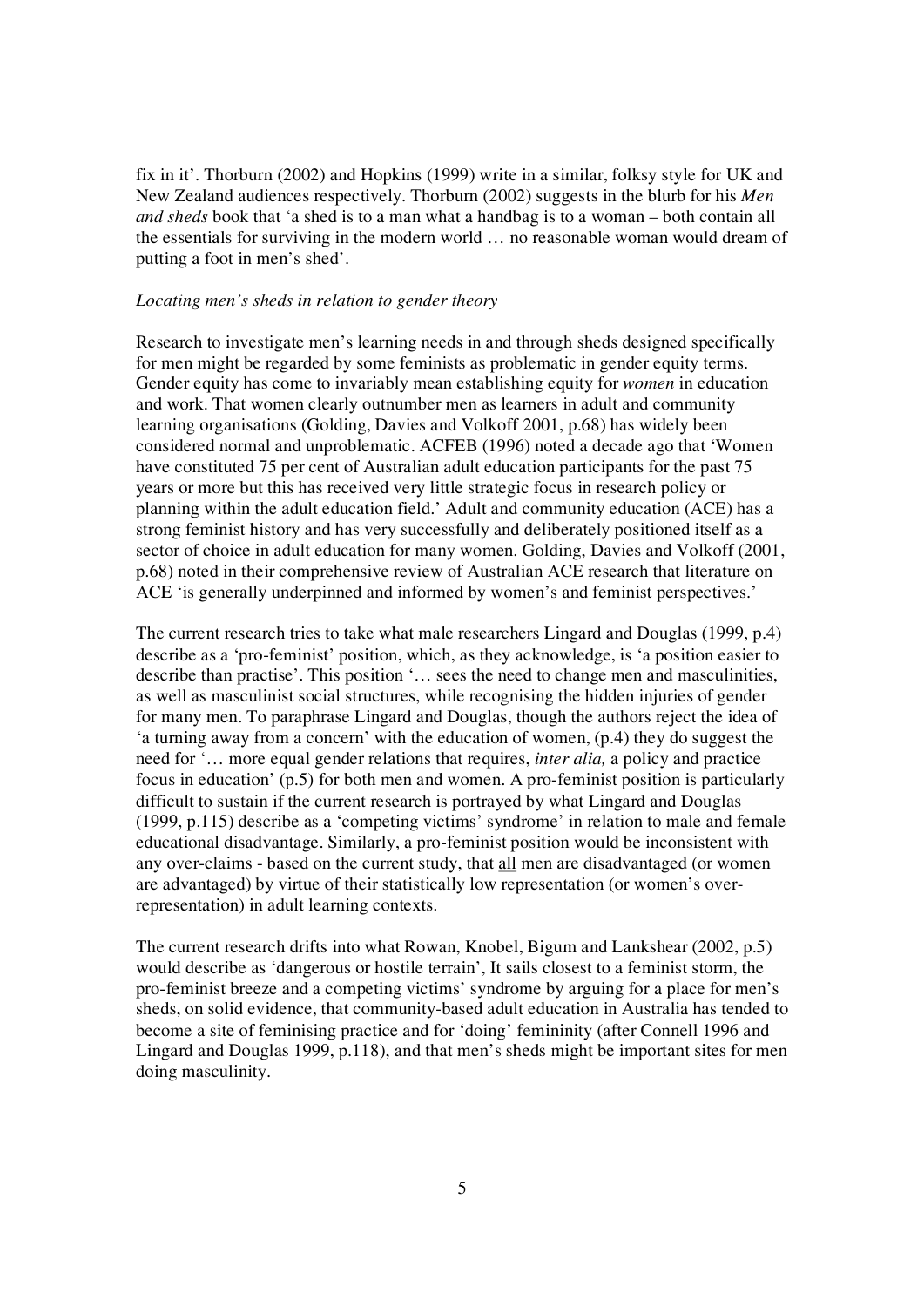fix in it'. Thorburn (2002) and Hopkins (1999) write in a similar, folksy style for UK and New Zealand audiences respectively. Thorburn (2002) suggests in the blurb for his *Men and sheds* book that 'a shed is to a man what a handbag is to a woman – both contain all the essentials for surviving in the modern world … no reasonable woman would dream of putting a foot in men's shed'.

*Locating men's sheds in relation to gender theory*

Research to investigate men's learning needs in and through sheds designed specifically for men might be regarded by some feminists as problematic in gender equity terms. Gender equity has come to invariably mean establishing equity for *women* in education and work. That women clearly outnumber men as learners in adult and community learning organisations (Golding, Davies and Volkoff 2001, p.68) has widely been considered normal and unproblematic. ACFEB (1996) noted a decade ago that 'Women have constituted 75 per cent of Australian adult education participants for the past 75 years or more but this has received very little strategic focus in research policy or planning within the adult education field.' Adult and community education (ACE) has a strong feminist history and has very successfully and deliberately positioned itself as a sector of choice in adult education for many women. Golding, Davies and Volkoff (2001, p.68) noted in their comprehensive review of Australian ACE research that literature on ACE 'is generally underpinned and informed by women's and feminist perspectives.'

The current research tries to take what male researchers Lingard and Douglas (1999, p.4) describe as a 'pro-feminist' position, which, as they acknowledge, is 'a position easier to describe than practise'. This position '… sees the need to change men and masculinities, as well as masculinist social structures, while recognising the hidden injuries of gender for many men. To paraphrase Lingard and Douglas, though the authors reject the idea of 'a turning away from a concern' with the education of women, (p.4) they do suggest the need for '… more equal gender relations that requires, *inter alia,* a policy and practice focus in education' (p.5) for both men and women. A pro-feminist position is particularly difficult to sustain if the current research is portrayed by what Lingard and Douglas (1999, p.115) describe as a 'competing victims' syndrome' in relation to male and female educational disadvantage. Similarly, a pro-feminist position would be inconsistent with any over-claims - based on the current study, that <u>all</u> men are disadvantaged (or women are advantaged) by virtue of their statistically low representation (or women's over-representation) in adult learning contexts.

The current research drifts into what Rowan, Knobel, Bigum and Lankshear (2002, p.5) would describe as 'dangerous or hostile terrain', It sails closest to a feminist storm, the pro-feminist breeze and a competing victims' syndrome by arguing for a place for men's sheds, on solid evidence, that community-based adult education in Australia has tended to become a site of feminising practice and for 'doing' femininity (after Connell 1996 and Lingard and Douglas 1999, p.118), and that men's sheds might be important sites for men doing masculinity.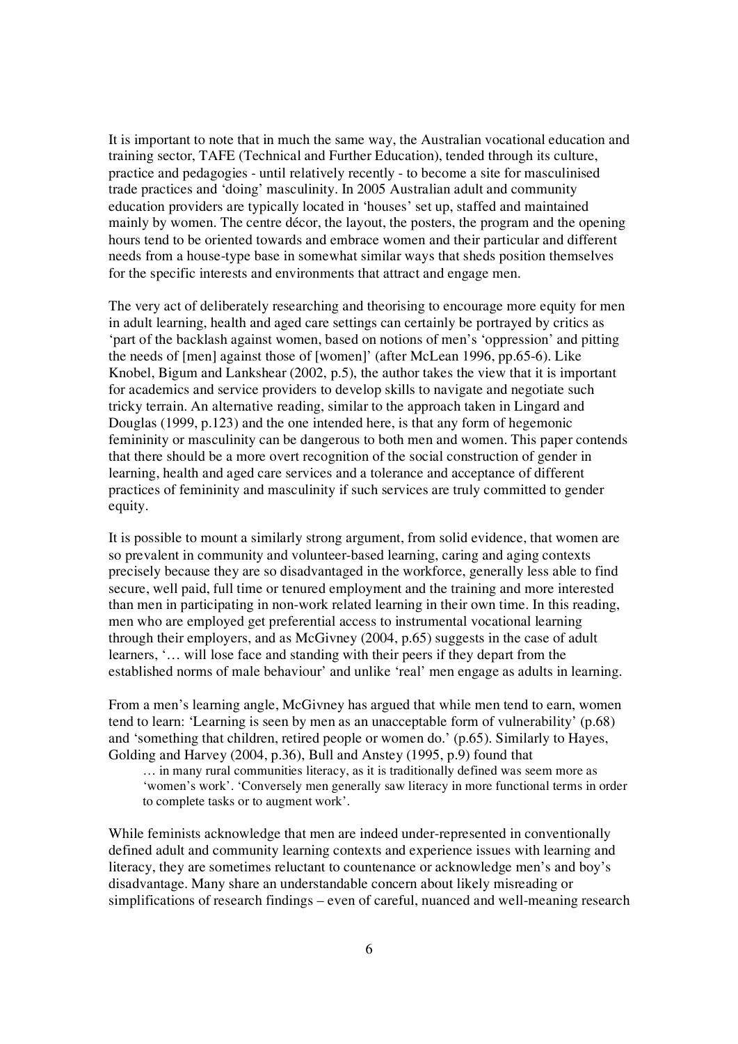It is important to note that in much the same way, the Australian vocational education and training sector, TAFE (Technical and Further Education), tended through its culture, practice and pedagogies - until relatively recently - to become a site for masculinised trade practices and 'doing' masculinity. In 2005 Australian adult and community education providers are typically located in 'houses' set up, staffed and maintained mainly by women. The centre décor, the layout, the posters, the program and the opening hours tend to be oriented towards and embrace women and their particular and different needs from a house-type base in somewhat similar ways that sheds position themselves for the specific interests and environments that attract and engage men.

The very act of deliberately researching and theorising to encourage more equity for men in adult learning, health and aged care settings can certainly be portrayed by critics as 'part of the backlash against women, based on notions of men's 'oppression' and pitting the needs of [men] against those of [women]' (after McLean 1996, pp.65-6). Like Knobel, Bigum and Lankshear (2002, p.5), the author takes the view that it is important for academics and service providers to develop skills to navigate and negotiate such tricky terrain. An alternative reading, similar to the approach taken in Lingard and Douglas (1999, p.123) and the one intended here, is that any form of hegemonic femininity or masculinity can be dangerous to both men and women. This paper contends that there should be a more overt recognition of the social construction of gender in learning, health and aged care services and a tolerance and acceptance of different practices of femininity and masculinity if such services are truly committed to gender equity.

It is possible to mount a similarly strong argument, from solid evidence, that women are so prevalent in community and volunteer-based learning, caring and aging contexts precisely because they are so disadvantaged in the workforce, generally less able to find secure, well paid, full time or tenured employment and the training and more interested than men in participating in non-work related learning in their own time. In this reading, men who are employed get preferential access to instrumental vocational learning through their employers, and as McGivney (2004, p.65) suggests in the case of adult learners, '… will lose face and standing with their peers if they depart from the established norms of male behaviour' and unlike 'real' men engage as adults in learning.

From a men's learning angle, McGivney has argued that while men tend to earn, women tend to learn: 'Learning is seen by men as an unacceptable form of vulnerability' (p.68) and 'something that children, retired people or women do.' (p.65). Similarly to Hayes, Golding and Harvey (2004, p.36), Bull and Anstey (1995, p.9) found that

> … in many rural communities literacy, as it is traditionally defined was seem more as 'women's work'. 'Conversely men generally saw literacy in more functional terms in order to complete tasks or to augment work'.

While feminists acknowledge that men are indeed under-represented in conventionally defined adult and community learning contexts and experience issues with learning and literacy, they are sometimes reluctant to countenance or acknowledge men's and boy's disadvantage. Many share an understandable concern about likely misreading or simplifications of research findings – even of careful, nuanced and well-meaning research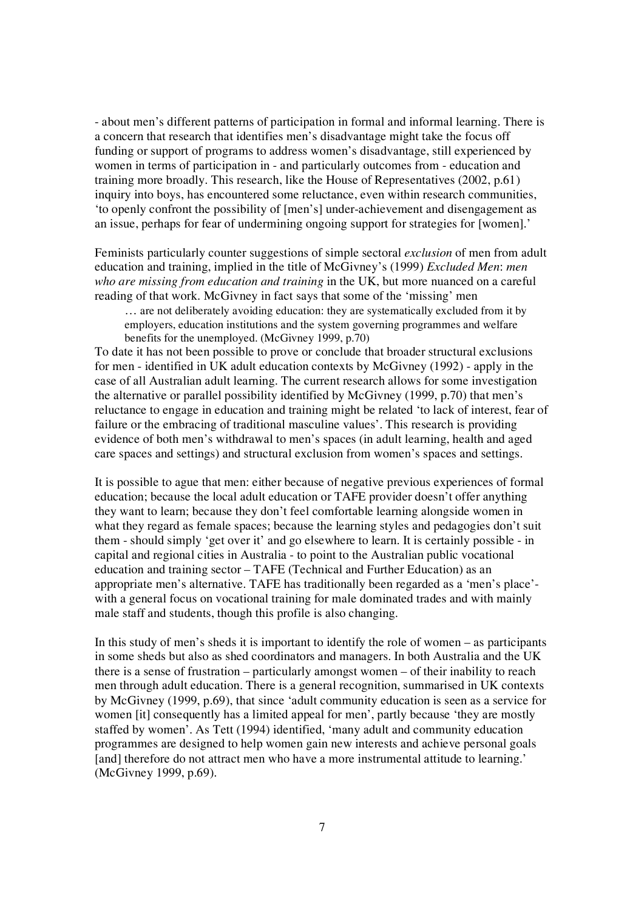- about men's different patterns of participation in formal and informal learning. There is a concern that research that identifies men's disadvantage might take the focus off funding or support of programs to address women's disadvantage, still experienced by women in terms of participation in - and particularly outcomes from - education and training more broadly. This research, like the House of Representatives (2002, p.61) inquiry into boys, has encountered some reluctance, even within research communities, 'to openly confront the possibility of [men's] under-achievement and disengagement as an issue, perhaps for fear of undermining ongoing support for strategies for [women].'

Feminists particularly counter suggestions of simple sectoral *exclusion* of men from adult education and training, implied in the title of McGivney's (1999) *Excluded Men*: *men who are missing from education and training* in the UK, but more nuanced on a careful reading of that work. McGivney in fact says that some of the 'missing' men

> … are not deliberately avoiding education: they are systematically excluded from it by employers, education institutions and the system governing programmes and welfare benefits for the unemployed. (McGivney 1999, p.70)

To date it has not been possible to prove or conclude that broader structural exclusions for men - identified in UK adult education contexts by McGivney (1992) - apply in the case of all Australian adult learning. The current research allows for some investigation the alternative or parallel possibility identified by McGivney (1999, p.70) that men's reluctance to engage in education and training might be related 'to lack of interest, fear of failure or the embracing of traditional masculine values'. This research is providing evidence of both men's withdrawal to men's spaces (in adult learning, health and aged care spaces and settings) and structural exclusion from women's spaces and settings.

It is possible to ague that men: either because of negative previous experiences of formal education; because the local adult education or TAFE provider doesn't offer anything they want to learn; because they don't feel comfortable learning alongside women in what they regard as female spaces; because the learning styles and pedagogies don't suit them - should simply 'get over it' and go elsewhere to learn. It is certainly possible - in capital and regional cities in Australia - to point to the Australian public vocational education and training sector – TAFE (Technical and Further Education) as an appropriate men's alternative. TAFE has traditionally been regarded as a 'men's place'- with a general focus on vocational training for male dominated trades and with mainly male staff and students, though this profile is also changing.

In this study of men's sheds it is important to identify the role of women – as participants in some sheds but also as shed coordinators and managers. In both Australia and the UK there is a sense of frustration – particularly amongst women – of their inability to reach men through adult education. There is a general recognition, summarised in UK contexts by McGivney (1999, p.69), that since 'adult community education is seen as a service for women [it] consequently has a limited appeal for men', partly because 'they are mostly staffed by women'. As Tett (1994) identified, 'many adult and community education programmes are designed to help women gain new interests and achieve personal goals [and] therefore do not attract men who have a more instrumental attitude to learning.' (McGivney 1999, p.69).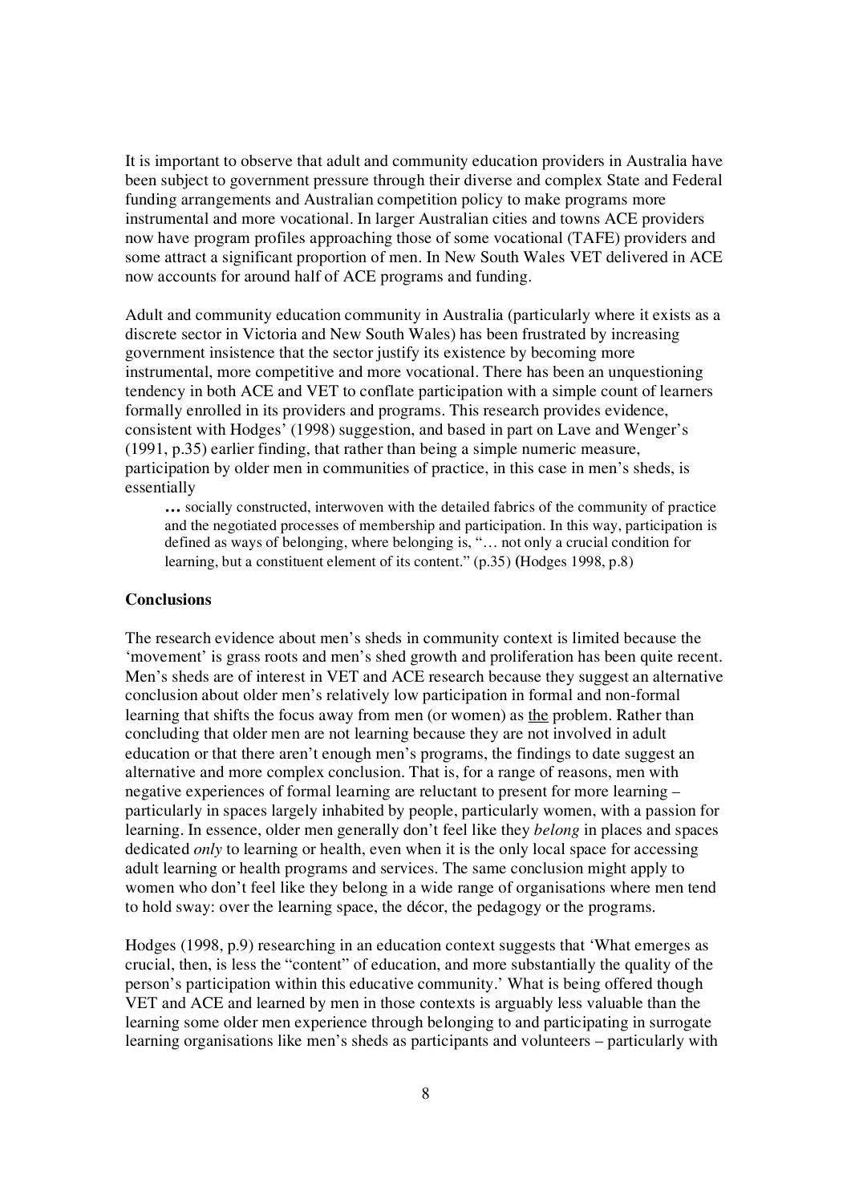It is important to observe that adult and community education providers in Australia have been subject to government pressure through their diverse and complex State and Federal funding arrangements and Australian competition policy to make programs more instrumental and more vocational. In larger Australian cities and towns ACE providers now have program profiles approaching those of some vocational (TAFE) providers and some attract a significant proportion of men. In New South Wales VET delivered in ACE now accounts for around half of ACE programs and funding.

Adult and community education community in Australia (particularly where it exists as a discrete sector in Victoria and New South Wales) has been frustrated by increasing government insistence that the sector justify its existence by becoming more instrumental, more competitive and more vocational. There has been an unquestioning tendency in both ACE and VET to conflate participation with a simple count of learners formally enrolled in its providers and programs. This research provides evidence, consistent with Hodges' (1998) suggestion, and based in part on Lave and Wenger's (1991, p.35) earlier finding, that rather than being a simple numeric measure, participation by older men in communities of practice, in this case in men's sheds, is essentially

> **…** socially constructed, interwoven with the detailed fabrics of the community of practice and the negotiated processes of membership and participation. In this way, participation is defined as ways of belonging, where belonging is, "… not only a crucial condition for learning, but a constituent element of its content." (p.35) **(**Hodges 1998, p.8)

**Conclusions**

The research evidence about men's sheds in community context is limited because the 'movement' is grass roots and men's shed growth and proliferation has been quite recent. Men's sheds are of interest in VET and ACE research because they suggest an alternative conclusion about older men's relatively low participation in formal and non-formal learning that shifts the focus away from men (or women) as <u>the</u> problem. Rather than concluding that older men are not learning because they are not involved in adult education or that there aren't enough men's programs, the findings to date suggest an alternative and more complex conclusion. That is, for a range of reasons, men with negative experiences of formal learning are reluctant to present for more learning – particularly in spaces largely inhabited by people, particularly women, with a passion for learning. In essence, older men generally don't feel like they *belong* in places and spaces dedicated *only* to learning or health, even when it is the only local space for accessing adult learning or health programs and services. The same conclusion might apply to women who don't feel like they belong in a wide range of organisations where men tend to hold sway: over the learning space, the décor, the pedagogy or the programs.

Hodges (1998, p.9) researching in an education context suggests that 'What emerges as crucial, then, is less the "content" of education, and more substantially the quality of the person's participation within this educative community.' What is being offered though VET and ACE and learned by men in those contexts is arguably less valuable than the learning some older men experience through belonging to and participating in surrogate learning organisations like men's sheds as participants and volunteers – particularly with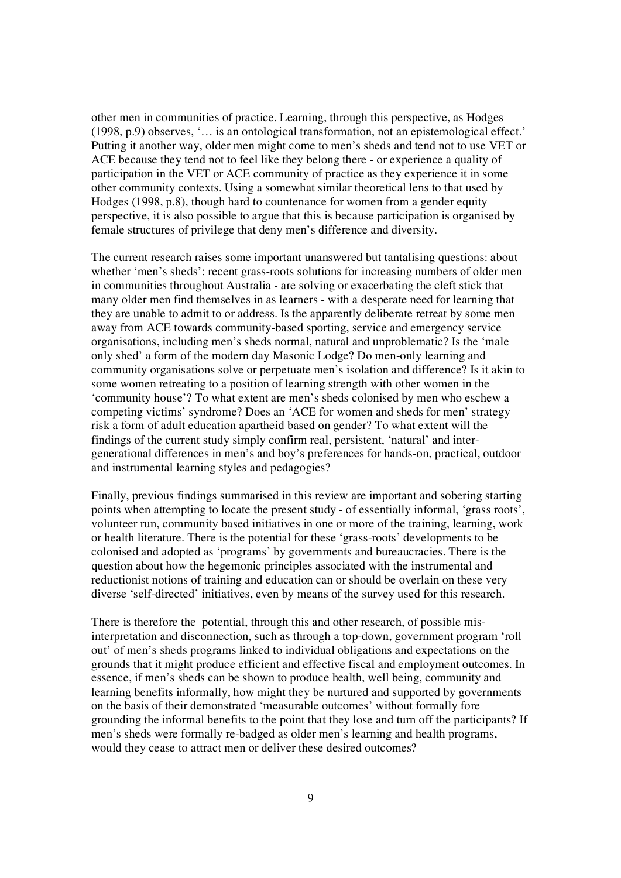other men in communities of practice. Learning, through this perspective, as Hodges (1998, p.9) observes, '… is an ontological transformation, not an epistemological effect.' Putting it another way, older men might come to men's sheds and tend not to use VET or ACE because they tend not to feel like they belong there - or experience a quality of participation in the VET or ACE community of practice as they experience it in some other community contexts. Using a somewhat similar theoretical lens to that used by Hodges (1998, p.8), though hard to countenance for women from a gender equity perspective, it is also possible to argue that this is because participation is organised by female structures of privilege that deny men's difference and diversity.

The current research raises some important unanswered but tantalising questions: about whether 'men's sheds': recent grass-roots solutions for increasing numbers of older men in communities throughout Australia - are solving or exacerbating the cleft stick that many older men find themselves in as learners - with a desperate need for learning that they are unable to admit to or address. Is the apparently deliberate retreat by some men away from ACE towards community-based sporting, service and emergency service organisations, including men's sheds normal, natural and unproblematic? Is the 'male only shed' a form of the modern day Masonic Lodge? Do men-only learning and community organisations solve or perpetuate men's isolation and difference? Is it akin to some women retreating to a position of learning strength with other women in the 'community house'? To what extent are men's sheds colonised by men who eschew a competing victims' syndrome? Does an 'ACE for women and sheds for men' strategy risk a form of adult education apartheid based on gender? To what extent will the findings of the current study simply confirm real, persistent, 'natural' and inter-generational differences in men's and boy's preferences for hands-on, practical, outdoor and instrumental learning styles and pedagogies?

Finally, previous findings summarised in this review are important and sobering starting points when attempting to locate the present study - of essentially informal, 'grass roots', volunteer run, community based initiatives in one or more of the training, learning, work or health literature. There is the potential for these 'grass-roots' developments to be colonised and adopted as 'programs' by governments and bureaucracies. There is the question about how the hegemonic principles associated with the instrumental and reductionist notions of training and education can or should be overlain on these very diverse 'self-directed' initiatives, even by means of the survey used for this research.

There is therefore the potential, through this and other research, of possible mis-interpretation and disconnection, such as through a top-down, government program 'roll out' of men's sheds programs linked to individual obligations and expectations on the grounds that it might produce efficient and effective fiscal and employment outcomes. In essence, if men's sheds can be shown to produce health, well being, community and learning benefits informally, how might they be nurtured and supported by governments on the basis of their demonstrated 'measurable outcomes' without formally fore grounding the informal benefits to the point that they lose and turn off the participants? If men's sheds were formally re-badged as older men's learning and health programs, would they cease to attract men or deliver these desired outcomes?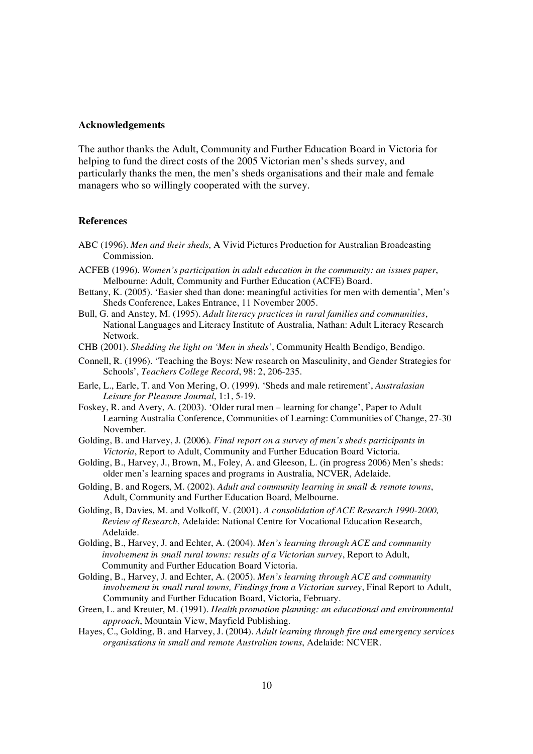**Acknowledgements**

The author thanks the Adult, Community and Further Education Board in Victoria for helping to fund the direct costs of the 2005 Victorian men's sheds survey, and particularly thanks the men, the men's sheds organisations and their male and female managers who so willingly cooperated with the survey.

**References**

ABC (1996). *Men and their sheds*, A Vivid Pictures Production for Australian Broadcasting Commission.

ACFEB (1996). *Women's participation in adult education in the community: an issues paper*, Melbourne: Adult, Community and Further Education (ACFE) Board.

Bettany, K. (2005). 'Easier shed than done: meaningful activities for men with dementia', Men's Sheds Conference, Lakes Entrance, 11 November 2005.

Bull, G. and Anstey, M. (1995). *Adult literacy practices in rural families and communities*, National Languages and Literacy Institute of Australia, Nathan: Adult Literacy Research Network.

CHB (2001). *Shedding the light on 'Men in sheds'*, Community Health Bendigo, Bendigo.

Connell, R. (1996). 'Teaching the Boys: New research on Masculinity, and Gender Strategies for Schools', *Teachers College Record*, 98: 2, 206-235.

Earle, L., Earle, T. and Von Mering, O. (1999). 'Sheds and male retirement', *Australasian Leisure for Pleasure Journal*, 1:1, 5-19.

Foskey, R. and Avery, A. (2003). 'Older rural men – learning for change', Paper to Adult Learning Australia Conference, Communities of Learning: Communities of Change, 27-30 November.

Golding, B. and Harvey, J. (2006). *Final report on a survey of men's sheds participants in Victoria*, Report to Adult, Community and Further Education Board Victoria.

Golding, B., Harvey, J., Brown, M., Foley, A. and Gleeson, L. (in progress 2006) Men's sheds: older men's learning spaces and programs in Australia, NCVER, Adelaide.

Golding, B. and Rogers, M. (2002). *Adult and community learning in small & remote towns*, Adult, Community and Further Education Board, Melbourne.

Golding, B, Davies, M. and Volkoff, V. (2001). *A consolidation of ACE Research 1990-2000, Review of Research*, Adelaide: National Centre for Vocational Education Research, Adelaide.

Golding, B., Harvey, J. and Echter, A. (2004). *Men's learning through ACE and community involvement in small rural towns: results of a Victorian survey*, Report to Adult, Community and Further Education Board Victoria.

Golding, B., Harvey, J. and Echter, A. (2005). *Men's learning through ACE and community involvement in small rural towns, Findings from a Victorian survey*, Final Report to Adult, Community and Further Education Board, Victoria, February.

Green, L. and Kreuter, M. (1991). *Health promotion planning: an educational and environmental approach*, Mountain View, Mayfield Publishing.

Hayes, C., Golding, B. and Harvey, J. (2004). *Adult learning through fire and emergency services organisations in small and remote Australian towns*, Adelaide: NCVER.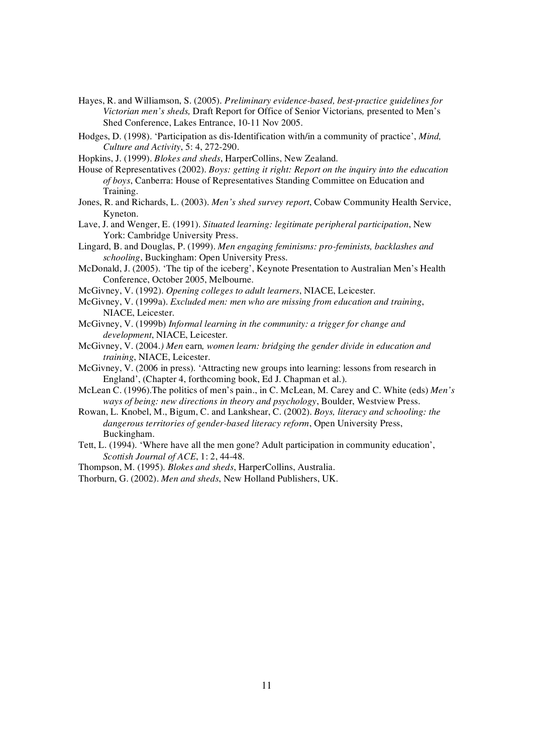Hayes, R. and Williamson, S. (2005). *Preliminary evidence-based, best-practice guidelines for Victorian men's sheds,* Draft Report for Office of Senior Victorians*,* presented to Men's Shed Conference, Lakes Entrance, 10-11 Nov 2005.

Hodges, D. (1998). 'Participation as dis-Identification with/in a community of practice', *Mind, Culture and Activity*, 5: 4, 272-290.

Hopkins, J. (1999). *Blokes and sheds*, HarperCollins, New Zealand.

House of Representatives (2002). *Boys: getting it right: Report on the inquiry into the education of boys*, Canberra: House of Representatives Standing Committee on Education and Training.

Jones, R. and Richards, L. (2003). *Men's shed survey report*, Cobaw Community Health Service, Kyneton.

Lave, J. and Wenger, E. (1991). *Situated learning: legitimate peripheral participation*, New York: Cambridge University Press.

Lingard, B. and Douglas, P. (1999). *Men engaging feminisms: pro-feminists, backlashes and schooling*, Buckingham: Open University Press.

McDonald, J. (2005). 'The tip of the iceberg', Keynote Presentation to Australian Men's Health Conference, October 2005, Melbourne.

McGivney, V. (1992). *Opening colleges to adult learners*, NIACE, Leicester.

McGivney, V. (1999a). *Excluded men: men who are missing from education and training*, NIACE, Leicester.

McGivney, V. (1999b) *Informal learning in the community: a trigger for change and development*, NIACE, Leicester.

McGivney, V. (2004.*) Men* earn*, women learn: bridging the gender divide in education and training*, NIACE, Leicester.

McGivney, V. (2006 in press). 'Attracting new groups into learning: lessons from research in England', (Chapter 4, forthcoming book, Ed J. Chapman et al.).

McLean C. (1996).The politics of men's pain., in C. McLean, M. Carey and C. White (eds) *Men's ways of being: new directions in theory and psychology*, Boulder, Westview Press.

Rowan, L. Knobel, M., Bigum, C. and Lankshear, C. (2002). *Boys, literacy and schooling: the dangerous territories of gender-based literacy reform*, Open University Press, Buckingham.

Tett, L. (1994). 'Where have all the men gone? Adult participation in community education', *Scottish Journal of ACE*, 1: 2, 44-48.

Thompson, M. (1995). *Blokes and sheds*, HarperCollins, Australia.

Thorburn, G. (2002). *Men and sheds*, New Holland Publishers, UK.